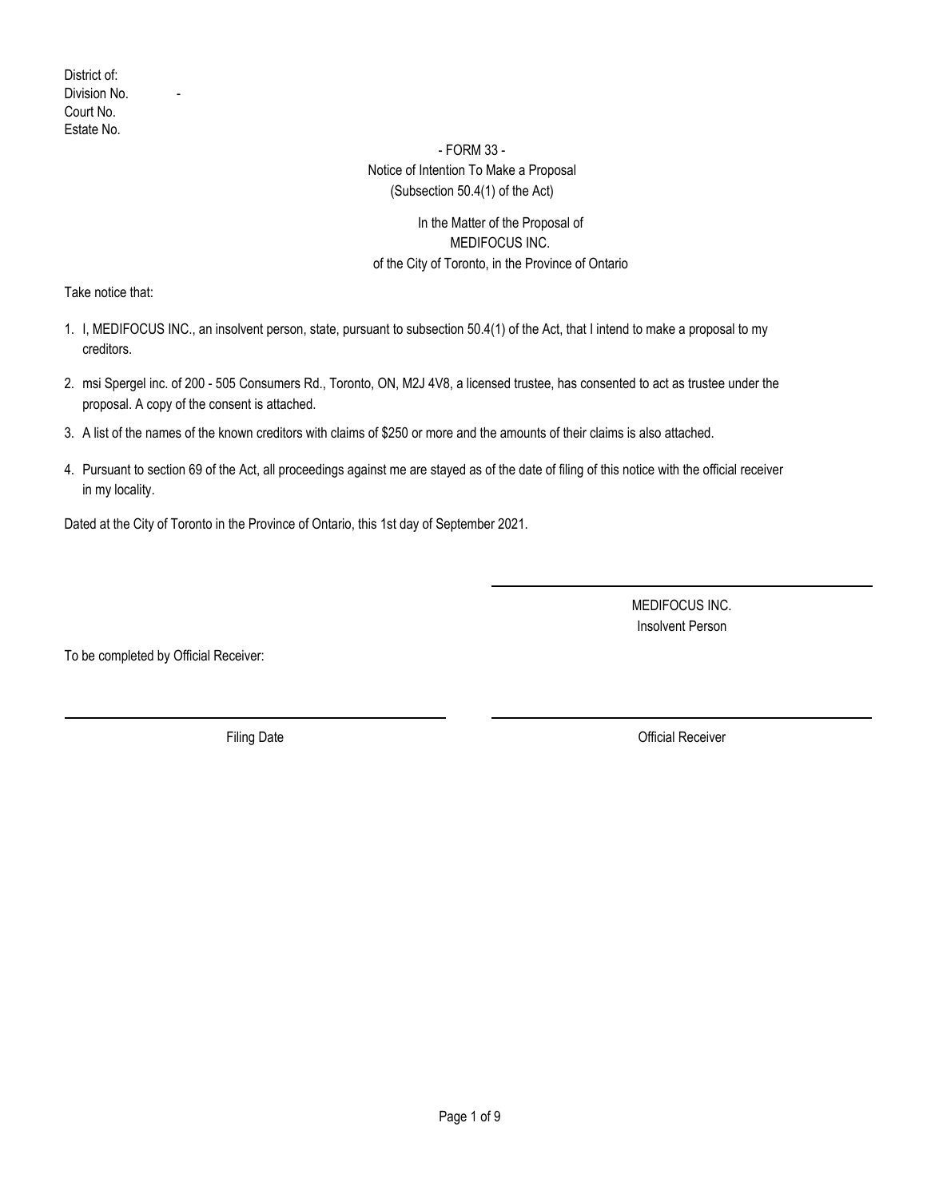District of:
Division No. -
Court No.
Estate No.

- FORM 33 -

Notice of Intention To Make a Proposal
(Subsection 50.4(1) of the Act)

In the Matter of the Proposal of
MEDIFOCUS INC.
of the City of Toronto, in the Province of Ontario

Take notice that:

1. I, MEDIFOCUS INC., an insolvent person, state, pursuant to subsection 50.4(1) of the Act, that I intend to make a proposal to my creditors.
2. msi Spergel inc. of 200 - 505 Consumers Rd., Toronto, ON, M2J 4V8, a licensed trustee, has consented to act as trustee under the proposal. A copy of the consent is attached.
3. A list of the names of the known creditors with claims of $250 or more and the amounts of their claims is also attached.
4. Pursuant to section 69 of the Act, all proceedings against me are stayed as of the date of filing of this notice with the official receiver in my locality.

Dated at the City of Toronto in the Province of Ontario, this 1st day of September 2021.

\_\_\_\_\_\_\_\_\_\_\_\_\_\_\_\_\_\_\_\_\_\_\_\_\_\_\_\_\_\_

MEDIFOCUS INC.
Insolvent Person

To be completed by Official Receiver:

\_\_\_\_\_\_\_\_\_\_\_\_\_\_\_\_\_\_\_\_\_\_\_\_\_\_\_\_\_\_

Filing Date

\_\_\_\_\_\_\_\_\_\_\_\_\_\_\_\_\_\_\_\_\_\_\_\_\_\_\_\_\_\_

Official Receiver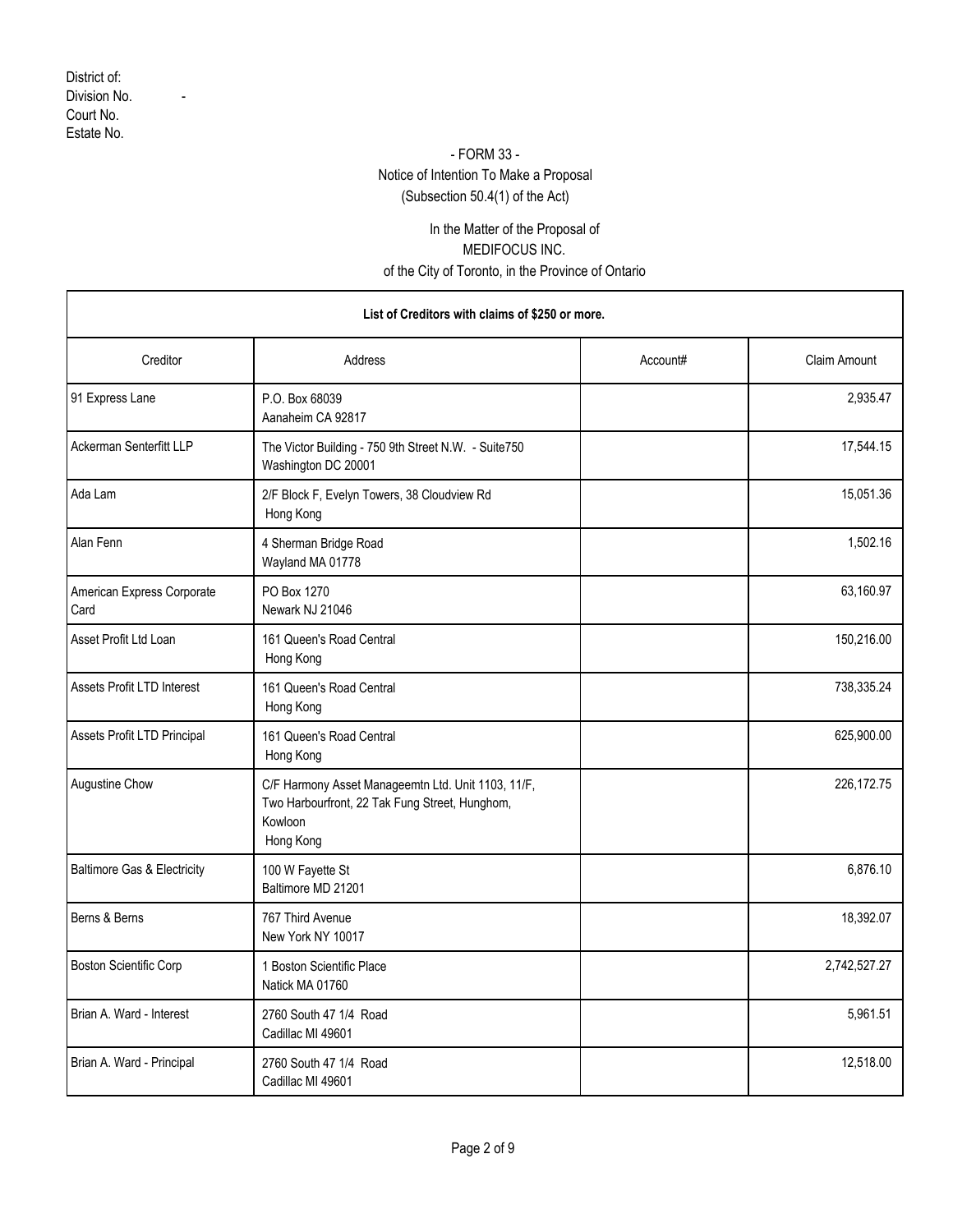District of:
Division No. -
Court No.
Estate No.

- FORM 33 -
Notice of Intention To Make a Proposal
(Subsection 50.4(1) of the Act)

In the Matter of the Proposal of
MEDIFOCUS INC.
of the City of Toronto, in the Province of Ontario

| List of Creditors with claims of $250 or more. | | | |
|---|---|---|---|
| Creditor | Address | Account# | Claim Amount |
| 91 Express Lane | P.O. Box 68039<br>Aanaheim CA 92817 | | 2,935.47 |
| Ackerman Senterfitt LLP | The Victor Building - 750 9th Street N.W. - Suite750<br>Washington DC 20001 | | 17,544.15 |
| Ada Lam | 2/F Block F, Evelyn Towers, 38 Cloudview Rd<br>Hong Kong | | 15,051.36 |
| Alan Fenn | 4 Sherman Bridge Road<br>Wayland MA 01778 | | 1,502.16 |
| American Express Corporate Card | PO Box 1270<br>Newark NJ 21046 | | 63,160.97 |
| Asset Profit Ltd Loan | 161 Queen's Road Central<br>Hong Kong | | 150,216.00 |
| Assets Profit LTD Interest | 161 Queen's Road Central<br>Hong Kong | | 738,335.24 |
| Assets Profit LTD Principal | 161 Queen's Road Central<br>Hong Kong | | 625,900.00 |
| Augustine Chow | C/F Harmony Asset Manageemtn Ltd. Unit 1103, 11/F, Two Harbourfront, 22 Tak Fung Street, Hunghom, Kowloon<br>Hong Kong | | 226,172.75 |
| Baltimore Gas & Electricity | 100 W Fayette St<br>Baltimore MD 21201 | | 6,876.10 |
| Berns & Berns | 767 Third Avenue<br>New York NY 10017 | | 18,392.07 |
| Boston Scientific Corp | 1 Boston Scientific Place<br>Natick MA 01760 | | 2,742,527.27 |
| Brian A. Ward - Interest | 2760 South 47 1/4 Road<br>Cadillac MI 49601 | | 5,961.51 |
| Brian A. Ward - Principal | 2760 South 47 1/4 Road<br>Cadillac MI 49601 | | 12,518.00 |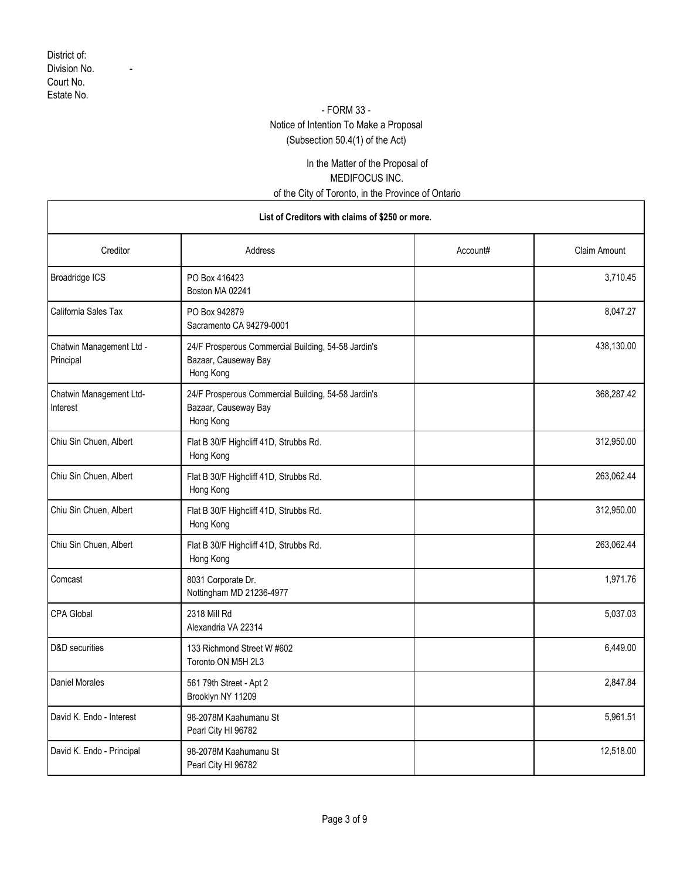District of:
Division No. -
Court No.
Estate No.

- FORM 33 -
Notice of Intention To Make a Proposal
(Subsection 50.4(1) of the Act)

In the Matter of the Proposal of
MEDIFOCUS INC.
of the City of Toronto, in the Province of Ontario

| List of Creditors with claims of $250 or more. | | | |
|---|---|---|---|
| Creditor | Address | Account# | Claim Amount |
| Broadridge ICS | PO Box 416423<br>Boston MA 02241 | | 3,710.45 |
| California Sales Tax | PO Box 942879<br>Sacramento CA 94279-0001 | | 8,047.27 |
| Chatwin Management Ltd - Principal | 24/F Prosperous Commercial Building, 54-58 Jardin's Bazaar, Causeway Bay<br>Hong Kong | | 438,130.00 |
| Chatwin Management Ltd- Interest | 24/F Prosperous Commercial Building, 54-58 Jardin's Bazaar, Causeway Bay<br>Hong Kong | | 368,287.42 |
| Chiu Sin Chuen, Albert | Flat B 30/F Highcliff 41D, Strubbs Rd.<br>Hong Kong | | 312,950.00 |
| Chiu Sin Chuen, Albert | Flat B 30/F Highcliff 41D, Strubbs Rd.<br>Hong Kong | | 263,062.44 |
| Chiu Sin Chuen, Albert | Flat B 30/F Highcliff 41D, Strubbs Rd.<br>Hong Kong | | 312,950.00 |
| Chiu Sin Chuen, Albert | Flat B 30/F Highcliff 41D, Strubbs Rd.<br>Hong Kong | | 263,062.44 |
| Comcast | 8031 Corporate Dr.<br>Nottingham MD 21236-4977 | | 1,971.76 |
| CPA Global | 2318 Mill Rd<br>Alexandria VA 22314 | | 5,037.03 |
| D&D securities | 133 Richmond Street W #602<br>Toronto ON M5H 2L3 | | 6,449.00 |
| Daniel Morales | 561 79th Street - Apt 2<br>Brooklyn NY 11209 | | 2,847.84 |
| David K. Endo - Interest | 98-2078M Kaahumanu St<br>Pearl City HI 96782 | | 5,961.51 |
| David K. Endo - Principal | 98-2078M Kaahumanu St<br>Pearl City HI 96782 | | 12,518.00 |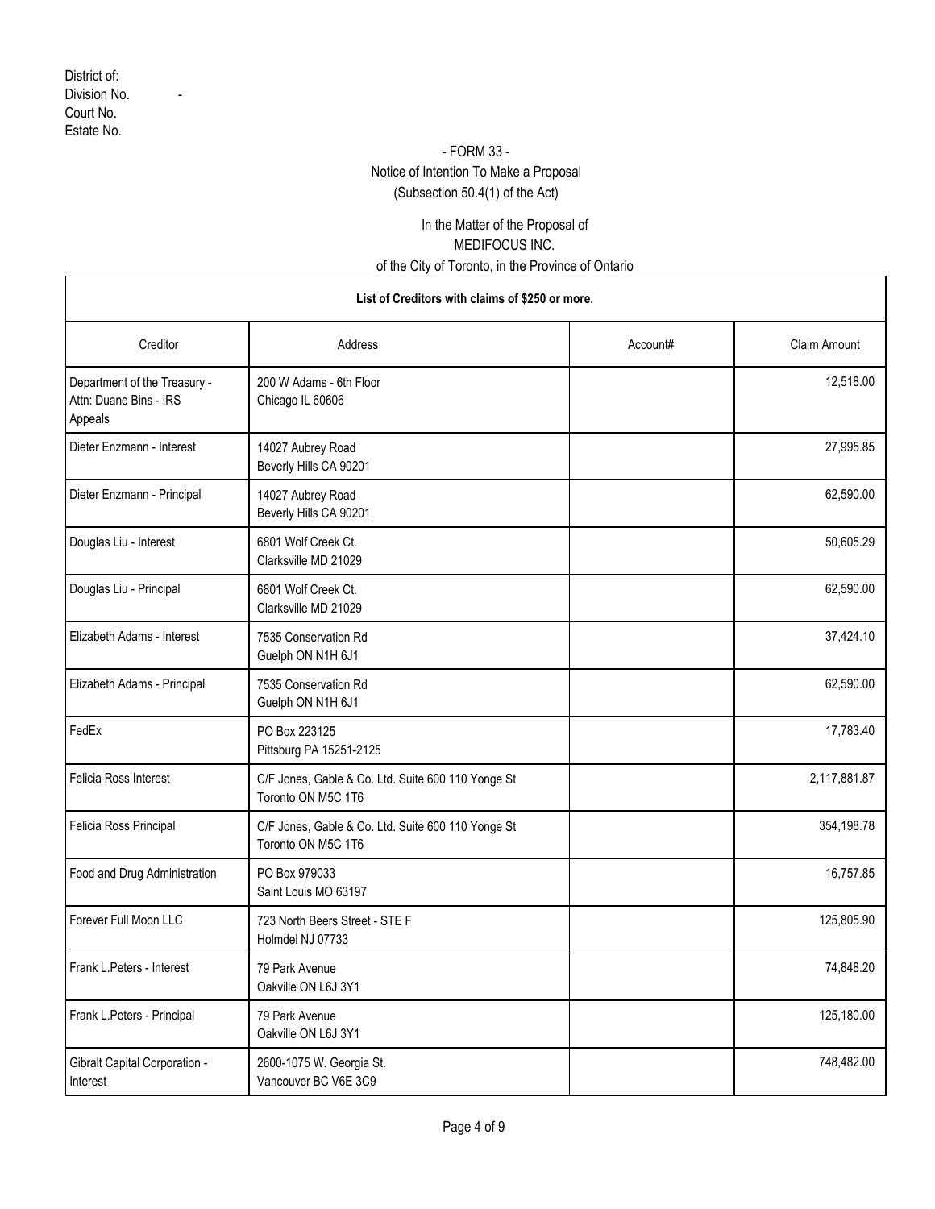District of:
Division No. -
Court No.
Estate No.

- FORM 33 -
Notice of Intention To Make a Proposal
(Subsection 50.4(1) of the Act)

In the Matter of the Proposal of
MEDIFOCUS INC.
of the City of Toronto, in the Province of Ontario

**List of Creditors with claims of $250 or more.**

| Creditor | Address | Account# | Claim Amount |
|---|---|---|---|
| Department of the Treasury - Attn: Duane Bins - IRS Appeals | 200 W Adams - 6th Floor<br>Chicago IL 60606 | | 12,518.00 |
| Dieter Enzmann - Interest | 14027 Aubrey Road<br>Beverly Hills CA 90201 | | 27,995.85 |
| Dieter Enzmann - Principal | 14027 Aubrey Road<br>Beverly Hills CA 90201 | | 62,590.00 |
| Douglas Liu - Interest | 6801 Wolf Creek Ct.<br>Clarksville MD 21029 | | 50,605.29 |
| Douglas Liu - Principal | 6801 Wolf Creek Ct.<br>Clarksville MD 21029 | | 62,590.00 |
| Elizabeth Adams - Interest | 7535 Conservation Rd<br>Guelph ON N1H 6J1 | | 37,424.10 |
| Elizabeth Adams - Principal | 7535 Conservation Rd<br>Guelph ON N1H 6J1 | | 62,590.00 |
| FedEx | PO Box 223125<br>Pittsburg PA 15251-2125 | | 17,783.40 |
| Felicia Ross Interest | C/F Jones, Gable & Co. Ltd. Suite 600 110 Yonge St<br>Toronto ON M5C 1T6 | | 2,117,881.87 |
| Felicia Ross Principal | C/F Jones, Gable & Co. Ltd. Suite 600 110 Yonge St<br>Toronto ON M5C 1T6 | | 354,198.78 |
| Food and Drug Administration | PO Box 979033<br>Saint Louis MO 63197 | | 16,757.85 |
| Forever Full Moon LLC | 723 North Beers Street - STE F<br>Holmdel NJ 07733 | | 125,805.90 |
| Frank L.Peters - Interest | 79 Park Avenue<br>Oakville ON L6J 3Y1 | | 74,848.20 |
| Frank L.Peters - Principal | 79 Park Avenue<br>Oakville ON L6J 3Y1 | | 125,180.00 |
| Gibralt Capital Corporation - Interest | 2600-1075 W. Georgia St.<br>Vancouver BC V6E 3C9 | | 748,482.00 |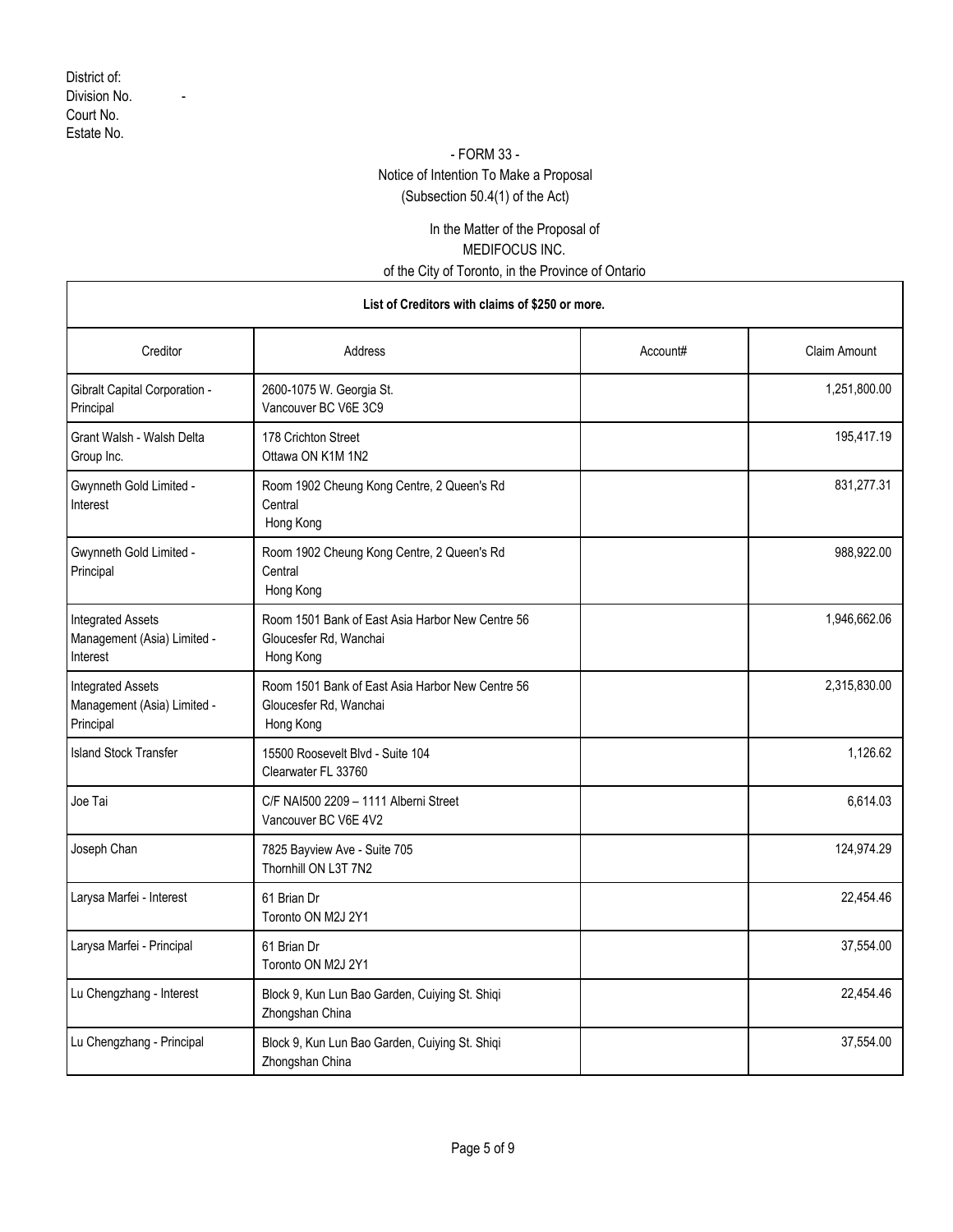District of:
Division No. -
Court No.
Estate No.

- FORM 33 -
Notice of Intention To Make a Proposal
(Subsection 50.4(1) of the Act)

In the Matter of the Proposal of
MEDIFOCUS INC.
of the City of Toronto, in the Province of Ontario

| List of Creditors with claims of $250 or more. | | | |
|---|---|---|---|
| Creditor | Address | Account# | Claim Amount |
| Gibralt Capital Corporation - Principal | 2600-1075 W. Georgia St.<br>Vancouver BC V6E 3C9 | | 1,251,800.00 |
| Grant Walsh - Walsh Delta Group Inc. | 178 Crichton Street<br>Ottawa ON K1M 1N2 | | 195,417.19 |
| Gwynneth Gold Limited - Interest | Room 1902 Cheung Kong Centre, 2 Queen's Rd Central<br>Hong Kong | | 831,277.31 |
| Gwynneth Gold Limited - Principal | Room 1902 Cheung Kong Centre, 2 Queen's Rd Central<br>Hong Kong | | 988,922.00 |
| Integrated Assets Management (Asia) Limited - Interest | Room 1501 Bank of East Asia Harbor New Centre 56 Gloucesfer Rd, Wanchai<br>Hong Kong | | 1,946,662.06 |
| Integrated Assets Management (Asia) Limited - Principal | Room 1501 Bank of East Asia Harbor New Centre 56 Gloucesfer Rd, Wanchai<br>Hong Kong | | 2,315,830.00 |
| Island Stock Transfer | 15500 Roosevelt Blvd - Suite 104<br>Clearwater FL 33760 | | 1,126.62 |
| Joe Tai | C/F NAI500 2209 – 1111 Alberni Street<br>Vancouver BC V6E 4V2 | | 6,614.03 |
| Joseph Chan | 7825 Bayview Ave - Suite 705<br>Thornhill ON L3T 7N2 | | 124,974.29 |
| Larysa Marfei - Interest | 61 Brian Dr<br>Toronto ON M2J 2Y1 | | 22,454.46 |
| Larysa Marfei - Principal | 61 Brian Dr<br>Toronto ON M2J 2Y1 | | 37,554.00 |
| Lu Chengzhang - Interest | Block 9, Kun Lun Bao Garden, Cuiying St. Shiqi<br>Zhongshan China | | 22,454.46 |
| Lu Chengzhang - Principal | Block 9, Kun Lun Bao Garden, Cuiying St. Shiqi<br>Zhongshan China | | 37,554.00 |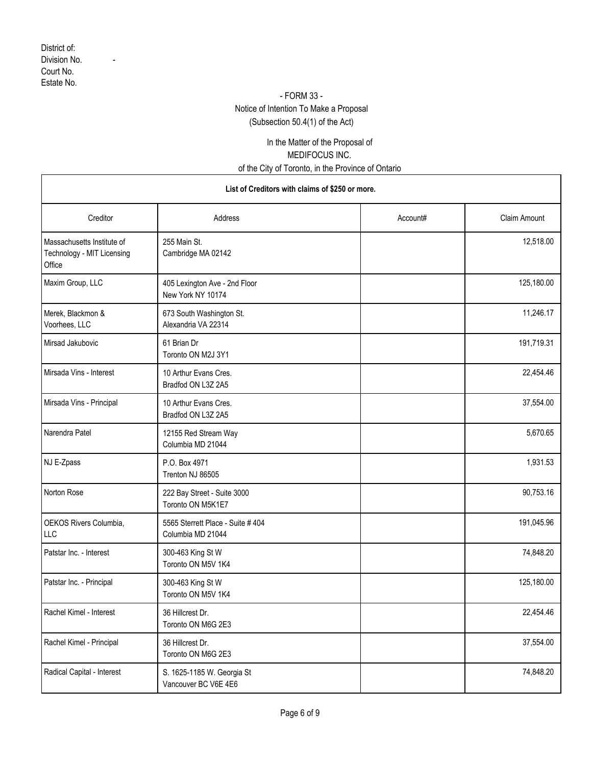District of:
Division No. -
Court No.
Estate No.

- FORM 33 -
Notice of Intention To Make a Proposal
(Subsection 50.4(1) of the Act)

In the Matter of the Proposal of
MEDIFOCUS INC.
of the City of Toronto, in the Province of Ontario

| List of Creditors with claims of $250 or more. | | | |
|---|---|---|---|
| Creditor | Address | Account# | Claim Amount |
| Massachusetts Institute of Technology - MIT Licensing Office | 255 Main St.<br>Cambridge MA 02142 | | 12,518.00 |
| Maxim Group, LLC | 405 Lexington Ave - 2nd Floor<br>New York NY 10174 | | 125,180.00 |
| Merek, Blackmon & Voorhees, LLC | 673 South Washington St.<br>Alexandria VA 22314 | | 11,246.17 |
| Mirsad Jakubovic | 61 Brian Dr<br>Toronto ON M2J 3Y1 | | 191,719.31 |
| Mirsada Vins - Interest | 10 Arthur Evans Cres.<br>Bradfod ON L3Z 2A5 | | 22,454.46 |
| Mirsada Vins - Principal | 10 Arthur Evans Cres.<br>Bradfod ON L3Z 2A5 | | 37,554.00 |
| Narendra Patel | 12155 Red Stream Way<br>Columbia MD 21044 | | 5,670.65 |
| NJ E-Zpass | P.O. Box 4971<br>Trenton NJ 86505 | | 1,931.53 |
| Norton Rose | 222 Bay Street - Suite 3000<br>Toronto ON M5K1E7 | | 90,753.16 |
| OEKOS Rivers Columbia, LLC | 5565 Sterrett Place - Suite # 404<br>Columbia MD 21044 | | 191,045.96 |
| Patstar Inc. - Interest | 300-463 King St W<br>Toronto ON M5V 1K4 | | 74,848.20 |
| Patstar Inc. - Principal | 300-463 King St W<br>Toronto ON M5V 1K4 | | 125,180.00 |
| Rachel Kimel - Interest | 36 Hillcrest Dr.<br>Toronto ON M6G 2E3 | | 22,454.46 |
| Rachel Kimel - Principal | 36 Hillcrest Dr.<br>Toronto ON M6G 2E3 | | 37,554.00 |
| Radical Capital - Interest | S. 1625-1185 W. Georgia St<br>Vancouver BC V6E 4E6 | | 74,848.20 |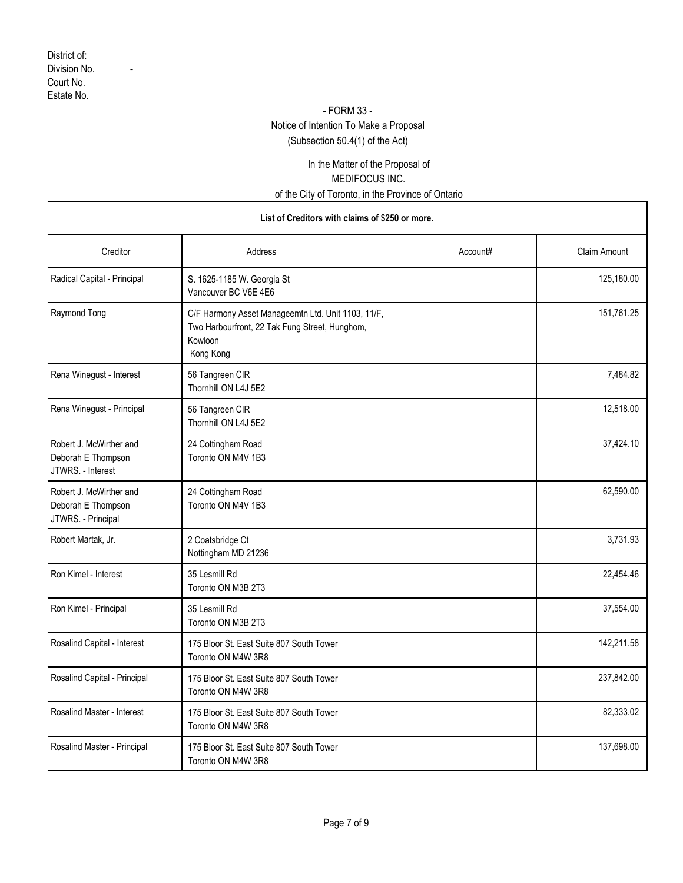District of:
Division No. -
Court No.
Estate No.

- FORM 33 -
Notice of Intention To Make a Proposal
(Subsection 50.4(1) of the Act)

In the Matter of the Proposal of
MEDIFOCUS INC.
of the City of Toronto, in the Province of Ontario

| List of Creditors with claims of $250 or more. | | | |
|---|---|---|---|
| Creditor | Address | Account# | Claim Amount |
| Radical Capital - Principal | S. 1625-1185 W. Georgia St<br>Vancouver BC V6E 4E6 | | 125,180.00 |
| Raymond Tong | C/F Harmony Asset Manageemtn Ltd. Unit 1103, 11/F,<br>Two Harbourfront, 22 Tak Fung Street, Hunghom,<br>Kowloon<br>Kong Kong | | 151,761.25 |
| Rena Winegust - Interest | 56 Tangreen CIR<br>Thornhill ON L4J 5E2 | | 7,484.82 |
| Rena Winegust - Principal | 56 Tangreen CIR<br>Thornhill ON L4J 5E2 | | 12,518.00 |
| Robert J. McWirther and Deborah E Thompson JTWRS. - Interest | 24 Cottingham Road<br>Toronto ON M4V 1B3 | | 37,424.10 |
| Robert J. McWirther and Deborah E Thompson JTWRS. - Principal | 24 Cottingham Road<br>Toronto ON M4V 1B3 | | 62,590.00 |
| Robert Martak, Jr. | 2 Coatsbridge Ct<br>Nottingham MD 21236 | | 3,731.93 |
| Ron Kimel - Interest | 35 Lesmill Rd<br>Toronto ON M3B 2T3 | | 22,454.46 |
| Ron Kimel - Principal | 35 Lesmill Rd<br>Toronto ON M3B 2T3 | | 37,554.00 |
| Rosalind Capital - Interest | 175 Bloor St. East Suite 807 South Tower<br>Toronto ON M4W 3R8 | | 142,211.58 |
| Rosalind Capital - Principal | 175 Bloor St. East Suite 807 South Tower<br>Toronto ON M4W 3R8 | | 237,842.00 |
| Rosalind Master - Interest | 175 Bloor St. East Suite 807 South Tower<br>Toronto ON M4W 3R8 | | 82,333.02 |
| Rosalind Master - Principal | 175 Bloor St. East Suite 807 South Tower<br>Toronto ON M4W 3R8 | | 137,698.00 |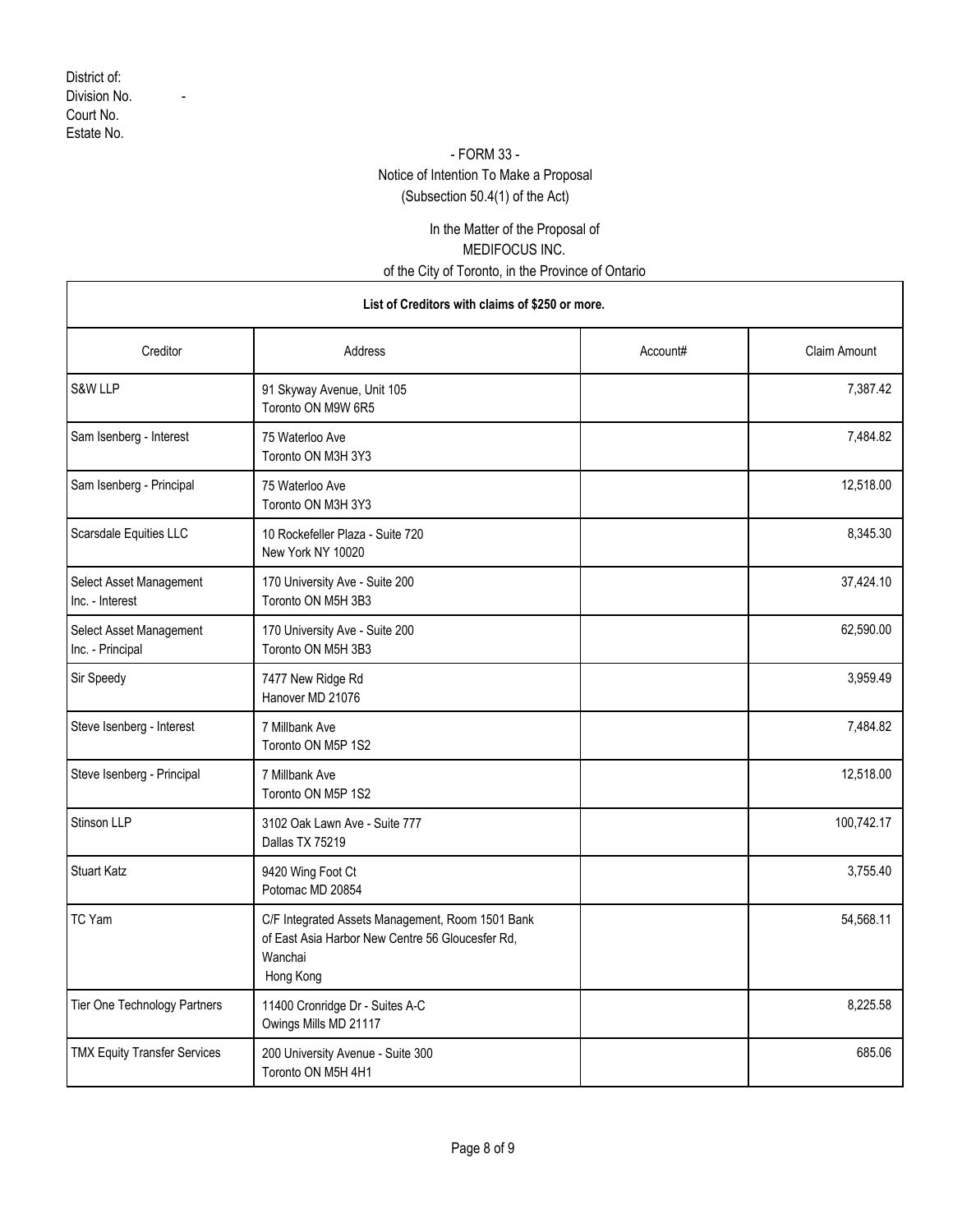District of:
Division No. -
Court No.
Estate No.

- FORM 33 -
Notice of Intention To Make a Proposal
(Subsection 50.4(1) of the Act)

In the Matter of the Proposal of
MEDIFOCUS INC.
of the City of Toronto, in the Province of Ontario

**List of Creditors with claims of $250 or more.**

| Creditor | Address | Account# | Claim Amount |
|---|---|---|---|
| S&W LLP | 91 Skyway Avenue, Unit 105<br>Toronto ON M9W 6R5 | | 7,387.42 |
| Sam Isenberg - Interest | 75 Waterloo Ave<br>Toronto ON M3H 3Y3 | | 7,484.82 |
| Sam Isenberg - Principal | 75 Waterloo Ave<br>Toronto ON M3H 3Y3 | | 12,518.00 |
| Scarsdale Equities LLC | 10 Rockefeller Plaza - Suite 720<br>New York NY 10020 | | 8,345.30 |
| Select Asset Management Inc. - Interest | 170 University Ave - Suite 200<br>Toronto ON M5H 3B3 | | 37,424.10 |
| Select Asset Management Inc. - Principal | 170 University Ave - Suite 200<br>Toronto ON M5H 3B3 | | 62,590.00 |
| Sir Speedy | 7477 New Ridge Rd<br>Hanover MD 21076 | | 3,959.49 |
| Steve Isenberg - Interest | 7 Millbank Ave<br>Toronto ON M5P 1S2 | | 7,484.82 |
| Steve Isenberg - Principal | 7 Millbank Ave<br>Toronto ON M5P 1S2 | | 12,518.00 |
| Stinson LLP | 3102 Oak Lawn Ave - Suite 777<br>Dallas TX 75219 | | 100,742.17 |
| Stuart Katz | 9420 Wing Foot Ct<br>Potomac MD 20854 | | 3,755.40 |
| TC Yam | C/F Integrated Assets Management, Room 1501 Bank of East Asia Harbor New Centre 56 Gloucesfer Rd, Wanchai<br>Hong Kong | | 54,568.11 |
| Tier One Technology Partners | 11400 Cronridge Dr - Suites A-C<br>Owings Mills MD 21117 | | 8,225.58 |
| TMX Equity Transfer Services | 200 University Avenue - Suite 300<br>Toronto ON M5H 4H1 | | 685.06 |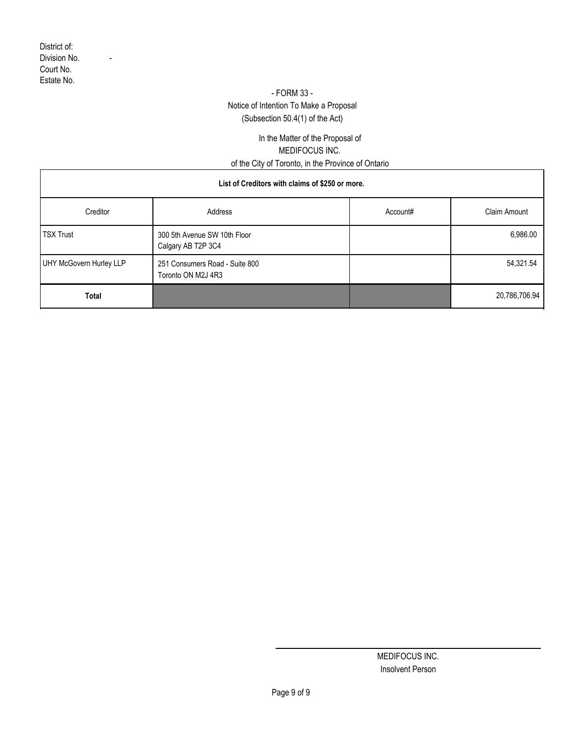District of:
Division No. -
Court No.
Estate No.

- FORM 33 -
Notice of Intention To Make a Proposal
(Subsection 50.4(1) of the Act)

In the Matter of the Proposal of
MEDIFOCUS INC.
of the City of Toronto, in the Province of Ontario

**List of Creditors with claims of $250 or more.**

| Creditor | Address | Account# | Claim Amount |
|---|---|---|---|
| TSX Trust | 300 5th Avenue SW 10th Floor<br>Calgary AB T2P 3C4 | | 6,986.00 |
| UHY McGovern Hurley LLP | 251 Consumers Road - Suite 800<br>Toronto ON M2J 4R3 | | 54,321.54 |
| **Total** | | | 20,786,706.94 |

MEDIFOCUS INC.
Insolvent Person